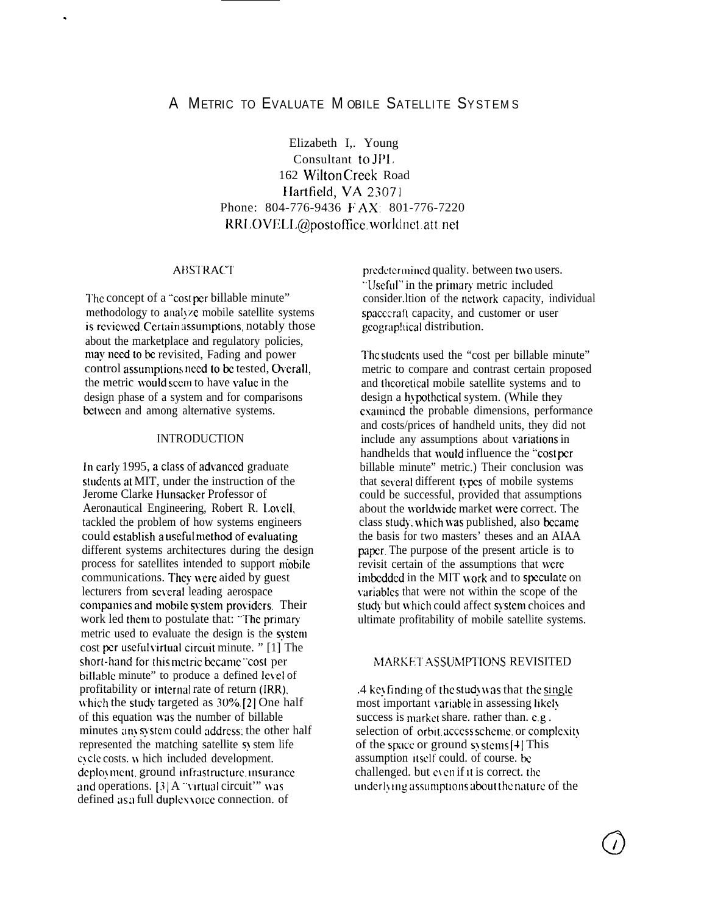# A METRIC TO EVALUATE MOBILE SATELLITE SYSTEMS

Elizabeth L. Young
Consultant to JPL
162 Wilton Creek Road
Hartfield, VA 23071
Phone: 804-776-9436 FAX: 801-776-7220
RRLOVELL@postoffice.worldnet.att.net

## ABSTRACT

The concept of a "cost per billable minute" methodology to analyze mobile satellite systems is reviewed. Certain assumptions, notably those about the marketplace and regulatory policies, may need to be revisited, Fading and power control assumptions need to be tested, Overall, the metric would seem to have value in the design phase of a system and for comparisons between and among alternative systems.

## INTRODUCTION

In early 1995, a class of advanced graduate students at MIT, under the instruction of the Jerome Clarke Hunsacker Professor of Aeronautical Engineering, Robert R. Lovell, tackled the problem of how systems engineers could establish a useful method of evaluating different systems architectures during the design process for satellites intended to support mobile communications. They were aided by guest lecturers from several leading aerospace companies and mobile system providers. Their work led them to postulate that: "The primary metric used to evaluate the design is the system cost per useful virtual circuit minute. " [1] The short-hand for this metric became "cost per billable minute" to produce a defined level of profitability or internal rate of return (IRR), which the study targeted as 30%. [2] One half of this equation was the number of billable minutes any system could address; the other half represented the matching satellite system life cycle costs, which included development, deployment, ground infrastructure, insurance and operations. [3] A "virtual circuit" was defined as a full duplex voice connection, of predetermined quality, between two users. "Useful" in the primary metric included consideration of the network capacity, individual spacecraft capacity, and customer or user geographical distribution.

The students used the "cost per billable minute" metric to compare and contrast certain proposed and theoretical mobile satellite systems and to design a hypothetical system. (While they examined the probable dimensions, performance and costs/prices of handheld units, they did not include any assumptions about variations in handhelds that would influence the "cost per billable minute" metric.) Their conclusion was that several different types of mobile systems could be successful, provided that assumptions about the worldwide market were correct. The class study, which was published, also became the basis for two masters' theses and an AIAA paper. The purpose of the present article is to revisit certain of the assumptions that were imbedded in the MIT work and to speculate on variables that were not within the scope of the study but which could affect system choices and ultimate profitability of mobile satellite systems.

## MARKET ASSUMPTIONS REVISITED

A key finding of the study was that the single most important variable in assessing likely success is market share, rather than, e.g., selection of orbit, access scheme, or complexity of the space or ground systems [4] This assumption itself could, of course, be challenged, but even if it is correct, the underlying assumptions about the nature of the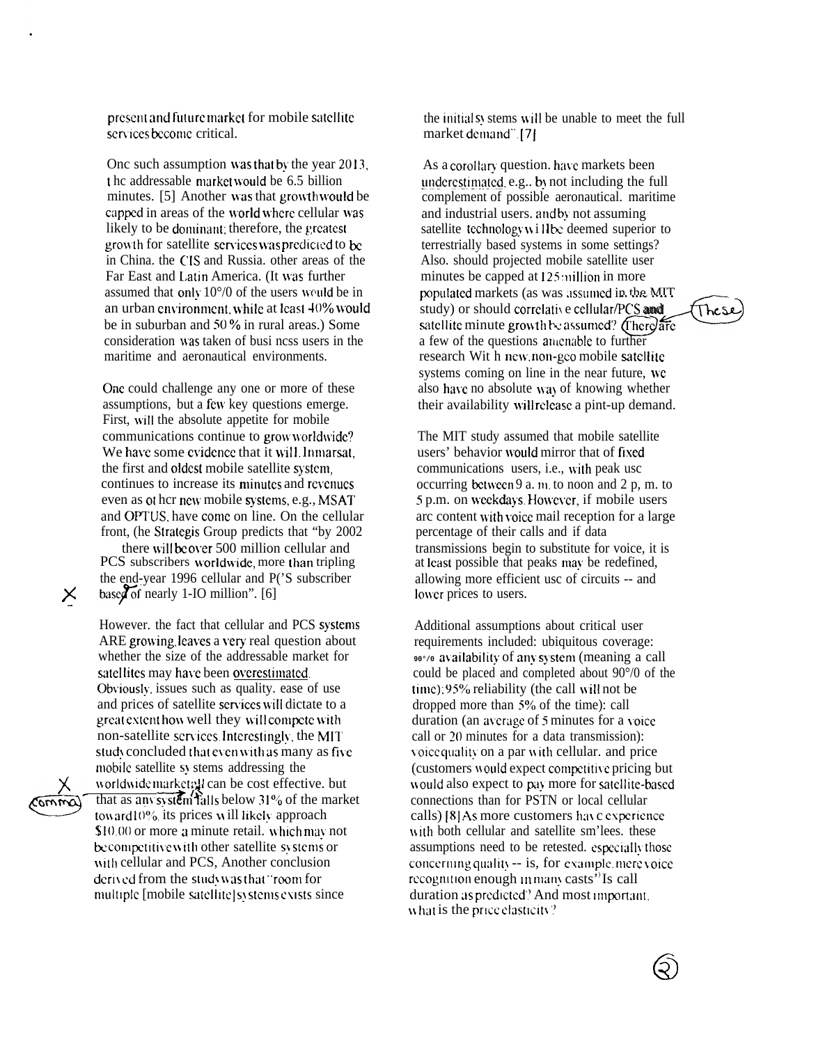present and future market for mobile satellite services become critical.

One such assumption was that by the year 2013, the addressable market would be 6.5 billion minutes. [5] Another was that growth would be capped in areas of the world where cellular was likely to be dominant; therefore, the greatest growth for satellite services was predicted to be in China, the CIS and Russia, other areas of the Far East and Latin America. (It was further assumed that only 10% of the users would be in an urban environment, while at least 40% would be in suburban and 50% in rural areas.) Some consideration was taken of business users in the maritime and aeronautical environments.

One could challenge any one or more of these assumptions, but a few key questions emerge. First, will the absolute appetite for mobile communications continue to grow worldwide? We have some evidence that it will. Inmarsat, the first and oldest mobile satellite system, continues to increase its minutes and revenues even as other new mobile systems, e.g., MSAT and OPTUS, have come on line. On the cellular front, the Strategis Group predicts that "by 2002 there will be over 500 million cellular and PCS subscribers worldwide, more than tripling the end-year 1996 cellular and PCS subscriber base of nearly 140 million". [6]

However, the fact that cellular and PCS systems ARE growing leaves a very real question about whether the size of the addressable market for satellites may have been overestimated. Obviously, issues such as quality, ease of use and prices of satellite services will dictate to a great extent how well they will compete with non-satellite services. Interestingly, the MIT study concluded that even with as many as five mobile satellite systems addressing the worldwide market, all can be cost effective, but that as any system falls below 31% of the market toward 10%, its prices will likely approach $10.00 or more a minute retail, which may not be competitive with other satellite systems or with cellular and PCS. Another conclusion derived from the study was that "room for multiple [mobile satellite] systems exists since the initial systems will be unable to meet the full market demand". [7]

As a corollary question, have markets been underestimated, e.g., by not including the full complement of possible aeronautical, maritime and industrial users, and by not assuming satellite technology will be deemed superior to terrestrially based systems in some settings? Also, should projected mobile satellite user minutes be capped at 125 million in more populated markets (as was assumed in the MIT study) or should correlative cellular/PCS and satellite minute growth be assumed? There are a few of the questions amenable to further research With new, non-geo mobile satellite systems coming on line in the near future, we also have no absolute way of knowing whether their availability will release a pint-up demand.

The MIT study assumed that mobile satellite users' behavior would mirror that of fixed communications users, i.e., with peak use occurring between 9 a.m. to noon and 2 p.m. to 5 p.m. on weekdays. However, if mobile users are content with voice mail reception for a large percentage of their calls and if data transmissions begin to substitute for voice, it is at least possible that peaks may be redefined, allowing more efficient use of circuits -- and lower prices to users.

Additional assumptions about critical user requirements included: ubiquitous coverage: 90% availability of any system (meaning a call could be placed and completed about 90% of the time); 95% reliability (the call will not be dropped more than 5% of the time); call duration (an average of 5 minutes for a voice call or 20 minutes for a data transmission); voice quality on a par with cellular, and price (customers would expect competitive pricing but would also expect to pay more for satellite-based connections than for PSTN or local cellular calls) [8] As more customers have experience with both cellular and satellite services, these assumptions need to be retested, especially those concerning quality -- is, for example, mere voice recognition enough in many casts? Is call duration as predicted? And most important, what is the price elasticity?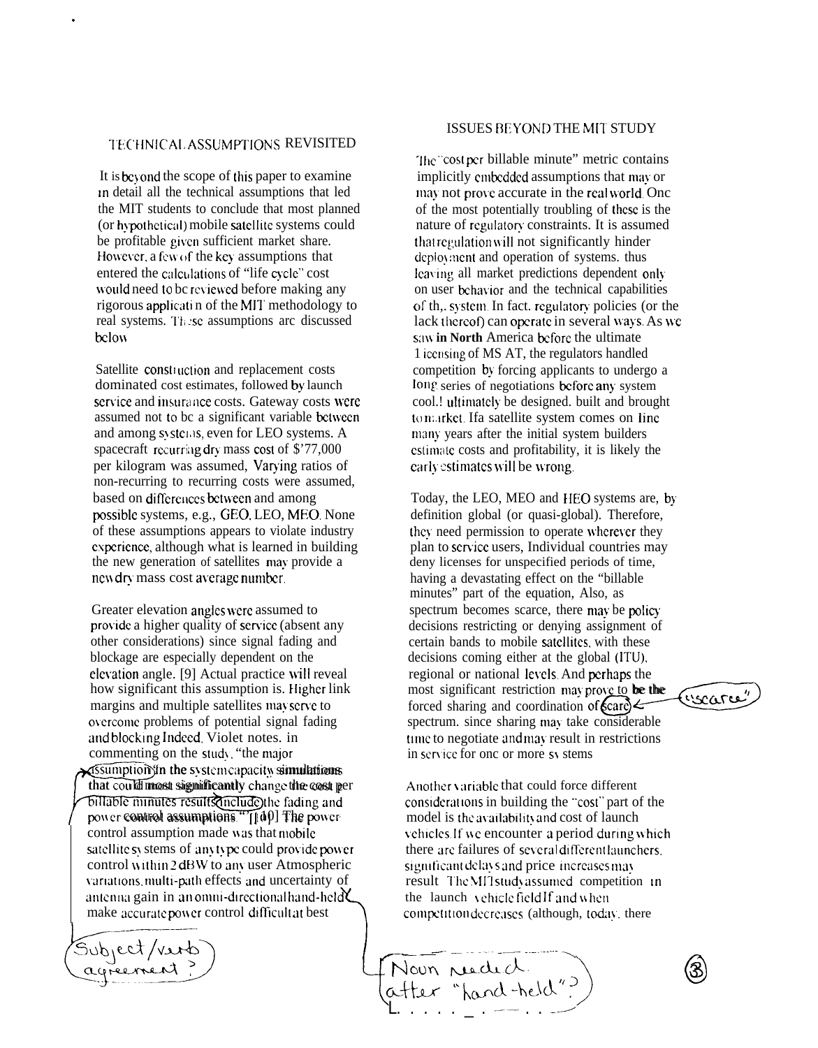## TECHNICAL ASSUMPTIONS REVISITED

It is beyond the scope of this paper to examine in detail all the technical assumptions that led the MIT students to conclude that most planned (or hypothetical) mobile satellite systems could be profitable given sufficient market share. However, a few of the key assumptions that entered the calculations of "life cycle" cost would need to be reviewed before making any rigorous application of the MIT methodology to real systems. These assumptions are discussed below.

Satellite construction and replacement costs dominated cost estimates, followed by launch service and insurance costs. Gateway costs were assumed not to be a significant variable between and among systems, even for LEO systems. A spacecraft recurring dry mass cost of $77,000 per kilogram was assumed. Varying ratios of non-recurring to recurring costs were assumed, based on differences between and among possible systems, e.g., GEO, LEO, MEO. None of these assumptions appears to violate industry experience, although what is learned in building the new generation of satellites may provide a new dry mass cost average number.

Greater elevation angles were assumed to provide a higher quality of service (absent any other considerations) since signal fading and blockage are especially dependent on the elevation angle. [9] Actual practice will reveal how significant this assumption is. Higher link margins and multiple satellites may serve to overcome problems of potential signal fading and blocking. Indeed, Violet notes, in commenting on the study, "the major assumptions in the system capacity simulations that could most significantly change the cost per billable minutes results include the fading and power control assumptions." [10] The power-control assumption made was that mobile satellite systems of any type could provide power control within 2 dBW to any user. Atmospheric variations, multi-path effects and uncertainty of antenna gain in an omni-directional hand-held make accurate power control difficult at best.

Subject/verb agreement?

## ISSUES BEYOND THE MIT STUDY

The "cost per billable minute" metric contains implicitly embedded assumptions that may or may not prove accurate in the real world. One of the most potentially troubling of these is the nature of regulatory constraints. It is assumed that regulation will not significantly hinder deployment and operation of systems, thus leaving all market predictions dependent only on user behavior and the technical capabilities of the system. In fact, regulatory policies (or the lack thereof) can operate in several ways. As we saw in North America before the ultimate licensing of MSAT, the regulators handled competition by forcing applicants to undergo a long series of negotiations before any system could ultimately be designed, built and brought to market. If a satellite system comes on line many years after the initial system builders estimate costs and profitability, it is likely the early estimates will be wrong.

Today, the LEO, MEO and HEO systems are, by definition global (or quasi-global). Therefore, they need permission to operate wherever they plan to service users. Individual countries may deny licenses for unspecified periods of time, having a devastating effect on the "billable minutes" part of the equation. Also, as spectrum becomes scarce, there may be policy decisions restricting or denying assignment of certain bands to mobile satellites, with these decisions coming either at the global (ITU), regional or national levels. And perhaps the most significant restriction may prove to be the forced sharing and coordination of scarce spectrum, since sharing may take considerable time to negotiate and may result in restrictions in service for one or more systems.

"scarce"

Another variable that could force different considerations in building the "cost" part of the model is the availability and cost of launch vehicles. If we encounter a period during which there are failures of several different launchers, significant delays and price increases may result. The MIT study assumed competition in the launch vehicle field. If and when competition decreases (although, today, there

Noun needed after "hand-held"?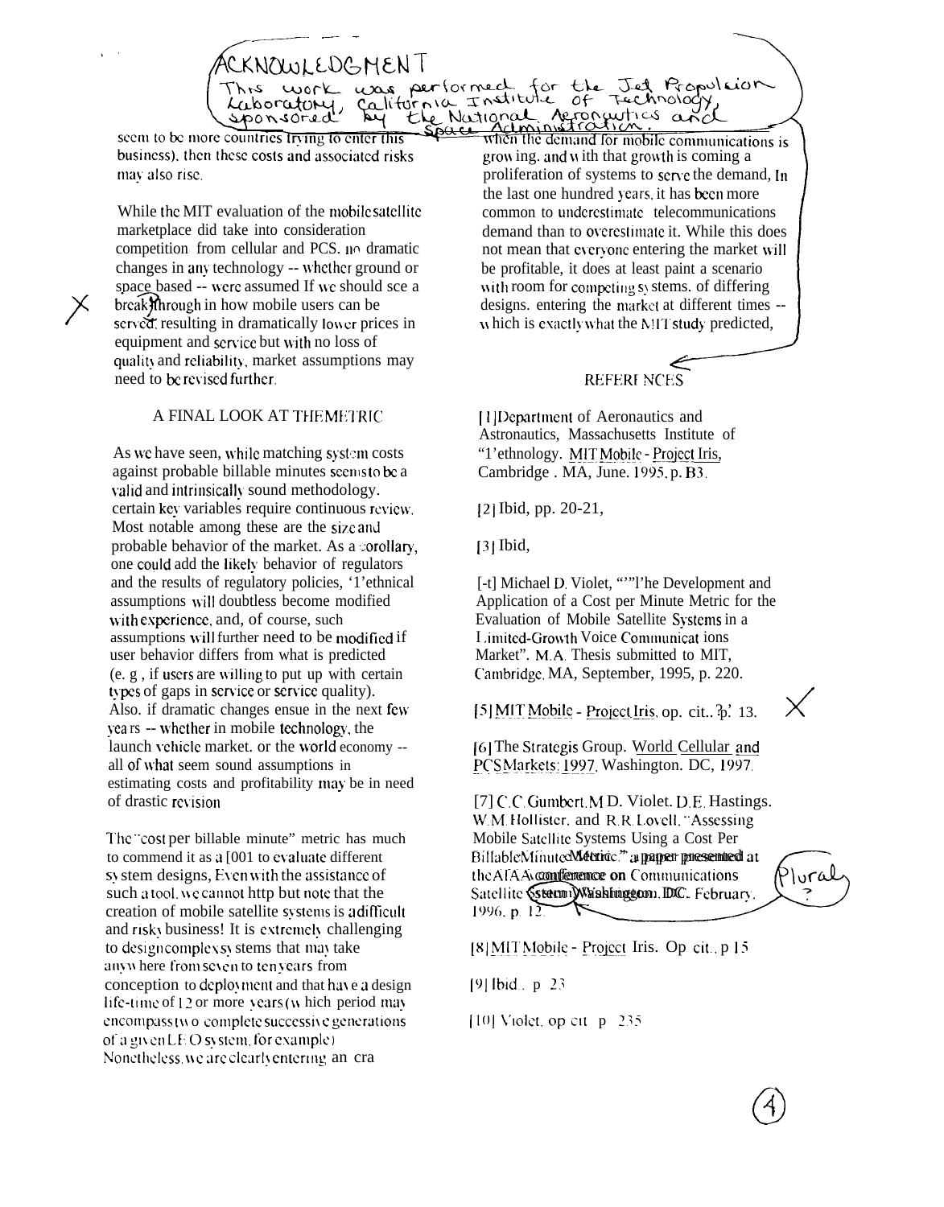ACKNOWLEDGMENT

This work was performed for the Jet Propulsion Laboratory, California Institute of Technology, sponsored by the National Aeronautics and Space Administration.

seem to be more countries trying to enter this business), then these costs and associated risks may also rise.

While the MIT evaluation of the mobile satellite marketplace did take into consideration competition from cellular and PCS, no dramatic changes in any technology -- whether ground or space based -- were assumed If we should see a breakthrough in how mobile users can be served, resulting in dramatically lower prices in equipment and service but with no loss of quality and reliability, market assumptions may need to be revised further.

## A FINAL LOOK AT THE METRIC

As we have seen, while matching system costs against probable billable minutes seems to be a valid and intrinsically sound methodology. certain key variables require continuous review. Most notable among these are the size and probable behavior of the market. As a corollary, one could add the likely behavior of regulators and the results of regulatory policies, 'Technical assumptions will doubtless become modified with experience, and, of course, such assumptions will further need to be modified if user behavior differs from what is predicted (e. g , if users are willing to put up with certain types of gaps in service or service quality). Also. if dramatic changes ensue in the next few years -- whether in mobile technology, the launch vehicle market. or the world economy -- all of what seem sound assumptions in estimating costs and profitability may be in need of drastic revision

The "cost per billable minute" metric has much to commend it as a tool to evaluate different system designs, Even with the assistance of such a tool. we cannot http but note that the creation of mobile satellite systems is a difficult and risky business! It is extremely challenging to design complex systems that may take anywhere from seven to ten years from conception to deployment and that have a design life-time of 12 or more years (which period may encompass two complete successive generations of a given LEO system, for example) Nonetheless, we are clearly entering an era when the demand for mobile communications is growing. and with that growth is coming a proliferation of systems to serve the demand, In the last one hundred years, it has been more common to underestimate telecommunications demand than to overestimate it. While this does not mean that everyone entering the market will be profitable, it does at least paint a scenario with room for competing systems. of differing designs. entering the market at different times -- which is exactly what the MIT study predicted,

## REFERENCES

[1] Department of Aeronautics and Astronautics, Massachusetts Institute of Technology. MIT Mobile - Project Iris, Cambridge . MA, June. 1995, p. B3.

[2] Ibid, pp. 20-21,

[3] Ibid,

[4] Michael D. Violet, "The Development and Application of a Cost per Minute Metric for the Evaluation of Mobile Satellite Systems in a Limited-Growth Voice Communications Market". M.A. Thesis submitted to MIT, Cambridge, MA, September, 1995, p. 220.

[5] MIT Mobile - Project Iris, op. cit., p. 13.

[6] The Strategis Group. World Cellular and PCS Markets: 1997, Washington. DC, 1997.

[7] C.C. Gumbert, M D. Violet. D.E. Hastings. W.M. Hollister, and R.R. Lovell, "Assessing Mobile Satellite Systems Using a Cost Per Billable Minute Metric," a paper presented at the AIAA conference on Communications Satellite Systems, Washington, DC. February, 1996, p. 12.

[8] MIT Mobile - Project Iris. Op cit., p 15

[9] Ibid., p 23

[10] Violet, op cit p 235